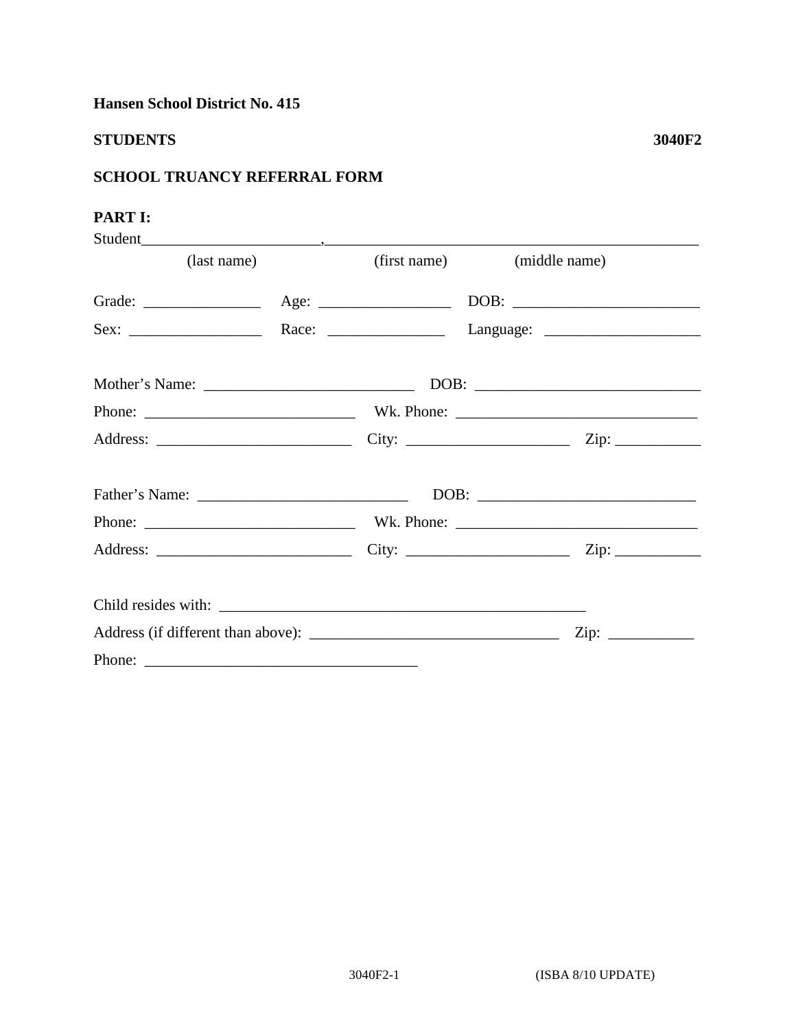**Hansen School District No. 415**

**STUDENTS** **3040F2**

**SCHOOL TRUANCY REFERRAL FORM**

**PART I:**

Student_______________________,_______________________________________________

(last name) (first name) (middle name)

Grade: _______________ Age: _________________ DOB: ________________________

Sex: _________________ Race: _______________ Language: ____________________

Mother's Name: ___________________________ DOB: ____________________________

Phone: ___________________________ Wk. Phone: ______________________________

Address: _________________________ City: _____________________ Zip: ___________

Father's Name: ___________________________ DOB: ____________________________

Phone: ___________________________ Wk. Phone: ______________________________

Address: _________________________ City: _____________________ Zip: ___________

Child resides with: ________________________________________________

Address (if different than above): ________________________________ Zip: ___________

Phone: ___________________________________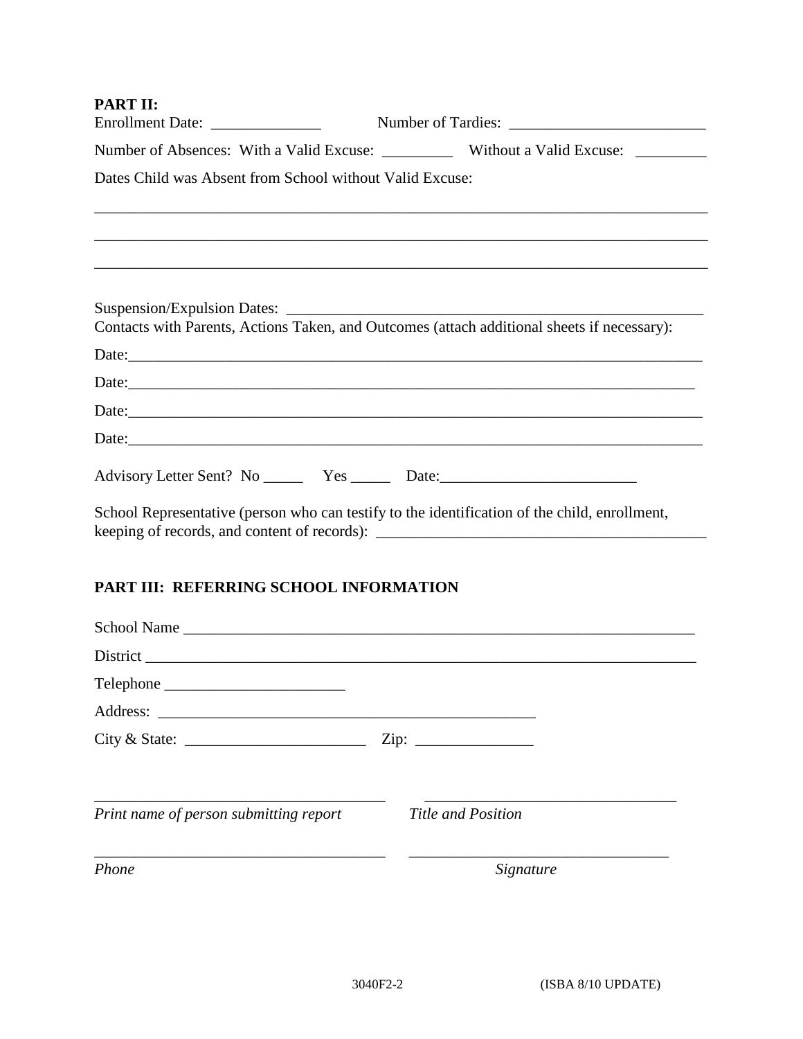**PART II:**

Enrollment Date: ______________ Number of Tardies: _________________________

Number of Absences: With a Valid Excuse: _________ Without a Valid Excuse: _________

Dates Child was Absent from School without Valid Excuse:

______________________________________________________________________________

______________________________________________________________________________

______________________________________________________________________________

Suspension/Expulsion Dates: _______________________________________________________

Contacts with Parents, Actions Taken, and Outcomes (attach additional sheets if necessary):

Date:__________________________________________________________________________

Date:__________________________________________________________________________

Date:__________________________________________________________________________

Date:__________________________________________________________________________

Advisory Letter Sent? No _____ Yes _____ Date:_________________________

School Representative (person who can testify to the identification of the child, enrollment, keeping of records, and content of records): ___________________________________________

**PART III: REFERRING SCHOOL INFORMATION**

School Name ____________________________________________________________________

District ________________________________________________________________________

Telephone _______________________

Address: __________________________________________________

City & State: _______________________ Zip: _______________

_____________________________________ _________________________________

*Print name of person submitting report* *Title and Position*

_____________________________________ _________________________________

*Phone* *Signature*